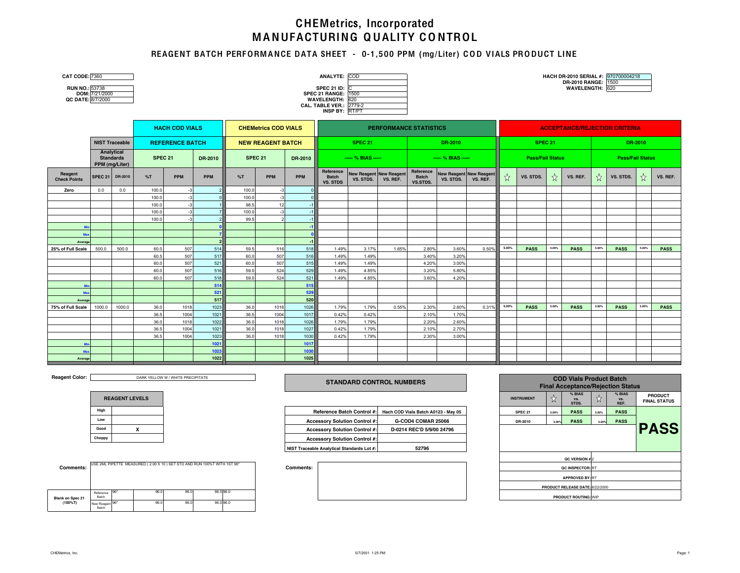# CHEMetrics, Incorporated
# MANUFACTURING QUALITY CONTROL

## REAGENT BATCH PERFORMANCE DATA SHEET - 0-1,500 PPM (mg/Liter) COD VIALS PRODUCT LINE

**CAT CODE:** 7360

**RUN NO.:** 53738
**DOM:** 7/21/2000
**QC DATE:** 8/7/2000

**ANALYTE:** COD

**SPEC 21 ID:** C
**SPEC 21 RANGE:** 1500
**WAVELENGTH:** 620
**CAL. TABLE VER.:** 2779-2
**INSP BY:** RT/PT

**HACH DR-2010 SERIAL #:** 970700004218
**DR-2010 RANGE:** 1500
**WAVELENGTH:** 620

| | NIST Traceable | | HACH COD VIALS | | | CHEMetrics COD VIALS | | | PERFORMANCE STATISTICS | | | | | | ACCEPTANCE/REJECTION CRITERIA | | | | | | | |
|---|---|---|---|---|---|---|---|---|---|---|---|---|---|---|---|---|---|---|---|---|---|---|
| | | | REFERENCE BATCH | | | NEW REAGENT BATCH | | | SPEC 21 | | | DR-2010 | | | SPEC 21 | | | | DR-2010 | | | |
| | Analytical Standards PPM (mg/Liter) | | SPEC 21 | | DR-2010 | SPEC 21 | | DR-2010 | ----- % BIAS ----- | | | ----- % BIAS ----- | | | Pass/Fail Status | | | | Pass/Fail Status | | | |
| Reagent Check Points | SPEC 21 | DR-2010 | %T | PPM | PPM | %T | PPM | PPM | Reference Batch VS. STDS | New Reagent VS. STDS. | New Reagent VS. REF. | Reference Batch VS.STDS. | New Reagent VS. STDS. | New Reagent VS. REF. | ☆ | VS. STDS. | ☆ | VS. REF. | ☆ | VS. STDS. | ☆ | VS. REF. |
| Zero | 0.0 | 0.0 | 100.0 | -3 | 2 | 100.0 | -3 | 0 | | | | | | | | | | | | | | |
| | | | 100.0 | -3 | 0 | 100.0 | -3 | 0 | | | | | | | | | | | | | | |
| | | | 100.0 | -3 | 1 | 98.5 | 12 | -1 | | | | | | | | | | | | | | |
| | | | 100.0 | -3 | 7 | 100.0 | -3 | -1 | | | | | | | | | | | | | | |
| | | | 100.0 | -3 | 2 | 99.5 | 2 | -1 | | | | | | | | | | | | | | |
| Min | | | | | 0 | | | -1 | | | | | | | | | | | | | | |
| Max | | | | | 7 | | | 0 | | | | | | | | | | | | | | |
| Average | | | | | 2 | | | -1 | | | | | | | | | | | | | | |
| 25% of Full Scale | 500.0 | 500.0 | 60.0 | 507 | 514 | 59.5 | 516 | 518 | 1.49% | 3.17% | 1.65% | 2.80% | 3.60% | 0.50% | 5.00% | PASS | 5.00% | PASS | 5.00% | PASS | 5.00% | PASS |
| | | | 60.5 | 507 | 517 | 60.0 | 507 | 516 | 1.49% | 1.49% | | 3.40% | 3.20% | | | | | | | | | |
| | | | 60.0 | 507 | 521 | 60.0 | 507 | 515 | 1.49% | 1.49% | | 4.20% | 3.00% | | | | | | | | | |
| | | | 60.0 | 507 | 516 | 59.0 | 524 | 529 | 1.49% | 4.85% | | 3.20% | 5.80% | | | | | | | | | |
| | | | 60.0 | 507 | 518 | 59.0 | 524 | 521 | 1.49% | 4.85% | | 3.60% | 4.20% | | | | | | | | | |
| Min | | | | | 514 | | | 515 | | | | | | | | | | | | | | |
| Max | | | | | 521 | | | 529 | | | | | | | | | | | | | | |
| Average | | | | | 517 | | | 520 | | | | | | | | | | | | | | |
| 75% of Full Scale | 1000.0 | 1000.0 | 36.0 | 1018 | 1023 | 36.0 | 1018 | 1026 | 1.79% | 1.79% | 0.55% | 2.30% | 2.60% | 0.31% | 5.00% | PASS | 5.00% | PASS | 5.00% | PASS | 5.00% | PASS |
| | | | 36.5 | 1004 | 1021 | 36.5 | 1004 | 1017 | 0.42% | 0.42% | | 2.10% | 1.70% | | | | | | | | | |
| | | | 36.0 | 1018 | 1022 | 36.0 | 1018 | 1026 | 1.79% | 1.79% | | 2.20% | 2.60% | | | | | | | | | |
| | | | 36.5 | 1004 | 1021 | 36.0 | 1018 | 1027 | 0.42% | 1.79% | | 2.10% | 2.70% | | | | | | | | | |
| | | | 36.5 | 1004 | 1023 | 36.0 | 1018 | 1030 | 0.42% | 1.79% | | 2.30% | 3.00% | | | | | | | | | |
| Min | | | | | 1021 | | | 1017 | | | | | | | | | | | | | | |
| Max | | | | | 1023 | | | 1030 | | | | | | | | | | | | | | |
| Average | | | | | 1022 | | | 1025 | | | | | | | | | | | | | | |

**Reagent Color:** DARK YELLOW W / WHITE PRECIPITATE

| REAGENT LEVELS | |
|---|---|
| High | |
| Low | |
| Good | X |
| Choppy | |

**Comments:** USE 2ML PIPETTE MEASURED ( 2.00 X 10 ) SET STD AND RUN 100%T WITH 1ST 96*

| Blank on Spec 21 (100%T) | | | | | | |
|---|---|---|---|---|---|---|
| | Reference Batch | 96* | 96.0 | 96.0 | 96.0 | 96.0 |
| | New Reagent Batch | 96* | 96.0 | 96.0 | 96.0 | 96.0 |

### STANDARD CONTROL NUMBERS

| | |
|---|---|
| Reference Batch Control #: | Hach COD Vials Batch A0123 - May 05 |
| Accessory Solution Control #: | G-COD4 COMAR 25066 |
| Accessory Solution Control #: | D-0214 REC'D 5/9/00 24796 |
| Accessory Solution Control #: | |
| NIST Traceable Analytical Standards Lot #: | 52796 |

**Comments:**

### COD Vials Product Batch Final Acceptance/Rejection Status

| INSTRUMENT | ☆ | % BIAS vs. STDS. | ☆ | % BIAS vs. REF. | PRODUCT FINAL STATUS |
|---|---|---|---|---|---|
| SPEC 21 | 5.00% | PASS | 5.00% | PASS | **PASS** |
| DR-2010 | 5.00% | PASS | 5.00% | PASS | |

**QC VERSION #:** 2
**QC INSPECTOR:** RT
**APPROVED BY:** RT
**PRODUCT RELEASE DATE:** 8/22/2000
**PRODUCT ROUTING:** WIP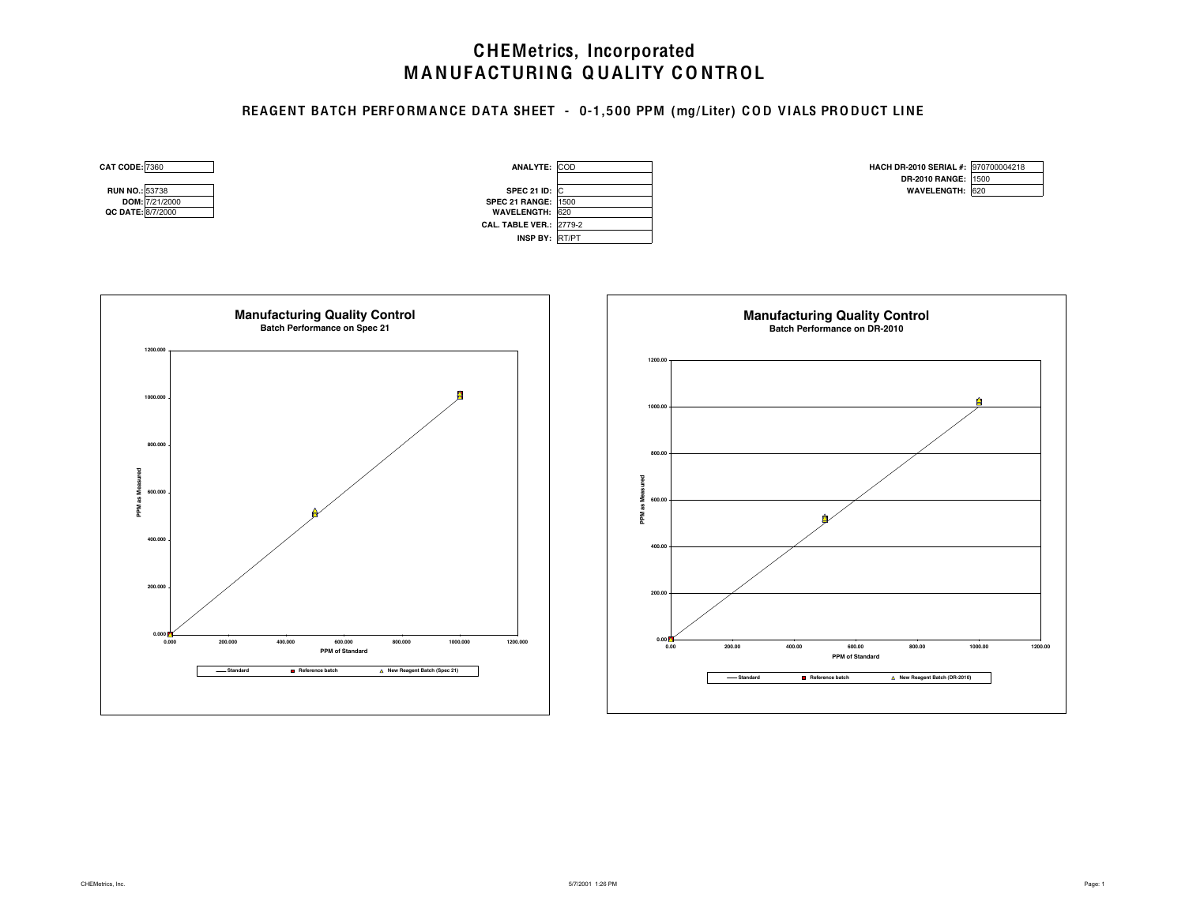# CHEMetrics, Incorporated
# MANUFACTURING QUALITY CONTROL

## REAGENT BATCH PERFORMANCE DATA SHEET - 0-1,500 PPM (mg/Liter) COD VIALS PRODUCT LINE

| | |
|---|---|
| **CAT CODE:** | 7360 |
| **RUN NO.:** | 53738 |
| **DOM:** | 7/21/2000 |
| **QC DATE:** | 8/7/2000 |

| | |
|---|---|
| **ANALYTE:** | COD |
| | |
| **SPEC 21 ID:** | C |
| **SPEC 21 RANGE:** | 1500 |
| **WAVELENGTH:** | 620 |
| **CAL. TABLE VER.:** | 2779-2 |
| **INSP BY:** | RT/PT |

| | |
|---|---|
| **HACH DR-2010 SERIAL #:** | 970700004218 |
| **DR-2010 RANGE:** | 1500 |
| **WAVELENGTH:** | 620 |

**Manufacturing Quality Control**
**Batch Performance on Spec 21**

PPM as Measured (0.000–1200.000) vs. PPM of Standard (0.000–1200.000)

Legend: Standard; Reference batch; New Reagent Batch (Spec 21)

**Manufacturing Quality Control**
**Batch Performance on DR-2010**

PPM as Measured (0.00–1200.00) vs. PPM of Standard (0.00–1200.00)

Legend: Standard; Reference batch; New Reagent Batch (DR-2010)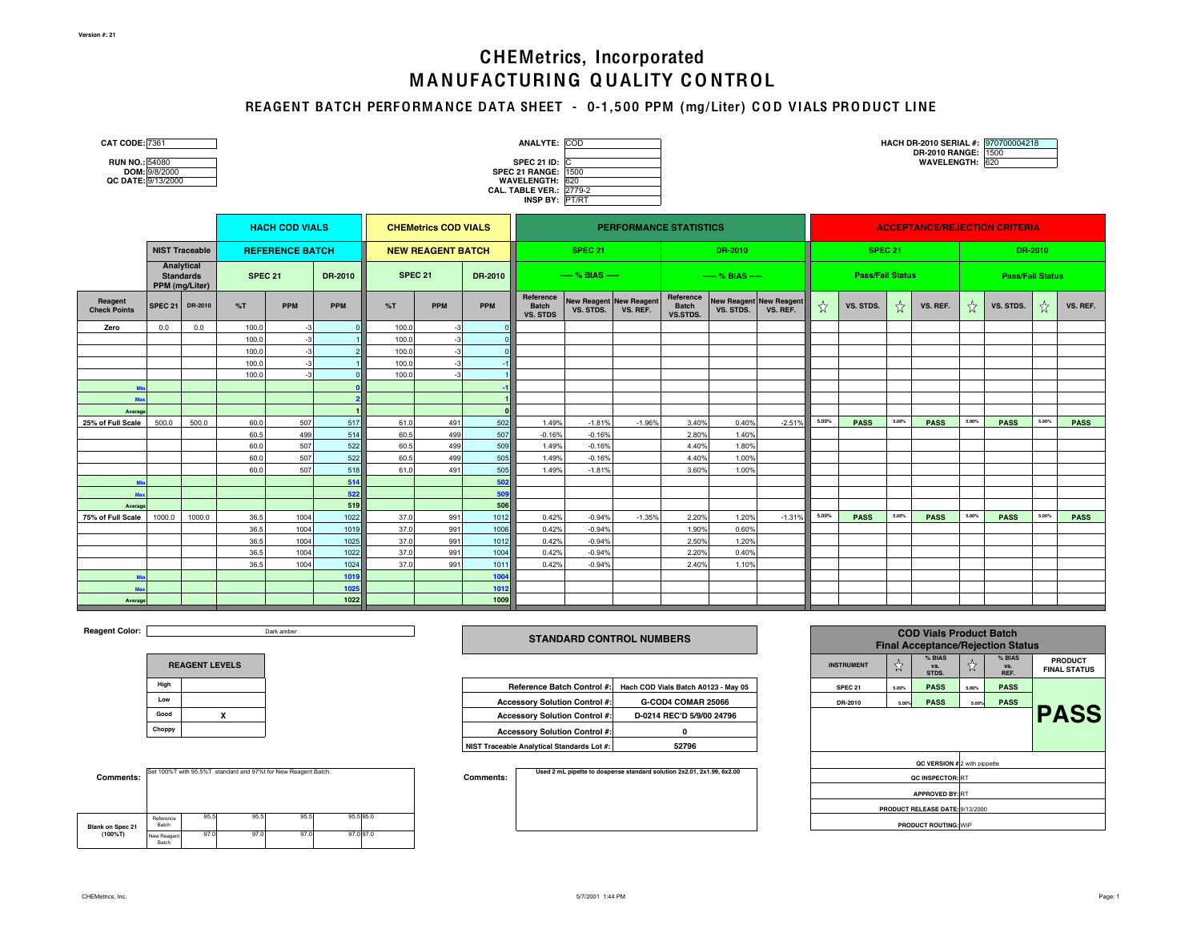Version #: 21

# CHEMetrics, Incorporated
# MANUFACTURING QUALITY CONTROL

## REAGENT BATCH PERFORMANCE DATA SHEET - 0-1,500 PPM (mg/Liter) COD VIALS PRODUCT LINE

**CAT CODE:** 7361

**RUN NO.:** 54080
**DOM:** 9/8/2000
**QC DATE:** 9/13/2000

**ANALYTE:** COD

**SPEC 21 ID:** C
**SPEC 21 RANGE:** 1500
**WAVELENGTH:** 620
**CAL. TABLE VER.:** 2779-2
**INSP BY:** PT/RT

**HACH DR-2010 SERIAL #:** 970700004218
**DR-2010 RANGE:** 1500
**WAVELENGTH:** 620

| | NIST Traceable | | HACH COD VIALS | | | CHEMetrics COD VIALS | | | PERFORMANCE STATISTICS | | | | | | ACCEPTANCE/REJECTION CRITERIA | | | | | | | |
|---|---|---|---|---|---|---|---|---|---|---|---|---|---|---|---|---|---|---|---|---|---|---|
| | Analytical Standards PPM (mg/Liter) | | REFERENCE BATCH | | | NEW REAGENT BATCH | | | SPEC 21 | | | DR-2010 | | | SPEC 21 | | | | DR-2010 | | | |
| | | | SPEC 21 | | DR-2010 | SPEC 21 | | DR-2010 | ----- % BIAS ----- | | | ----- % BIAS ----- | | | Pass/Fail Status | | | | Pass/Fail Status | | | |
| Reagent Check Points | SPEC 21 | DR-2010 | %T | PPM | PPM | %T | PPM | PPM | Reference Batch VS. STDS | New Reagent VS. STDS. | New Reagent VS. REF. | Reference Batch VS.STDS. | New Reagent VS. STDS. | New Reagent VS. REF. | ☆ | VS. STDS. | ☆ | VS. REF. | ☆ | VS. STDS. | ☆ | VS. REF. |
| Zero | 0.0 | 0.0 | 100.0 | -3 | 0 | 100.0 | -3 | 0 | | | | | | | | | | | | | | |
| | | | 100.0 | -3 | 1 | 100.0 | -3 | 0 | | | | | | | | | | | | | | |
| | | | 100.0 | -3 | 2 | 100.0 | -3 | 0 | | | | | | | | | | | | | | |
| | | | 100.0 | -3 | 1 | 100.0 | -3 | -1 | | | | | | | | | | | | | | |
| | | | 100.0 | -3 | 0 | 100.0 | -3 | 1 | | | | | | | | | | | | | | |
| Min | | | | | 0 | | | -1 | | | | | | | | | | | | | | |
| Max | | | | | 2 | | | 1 | | | | | | | | | | | | | | |
| Average | | | | | 1 | | | 0 | | | | | | | | | | | | | | |
| 25% of Full Scale | 500.0 | 500.0 | 60.0 | 507 | 517 | 61.0 | 491 | 502 | 1.49% | -1.81% | -1.96% | 3.40% | 0.40% | -2.51% | 5.00% | PASS | 5.00% | PASS | 5.00% | PASS | 5.00% | PASS |
| | | | 60.5 | 499 | 514 | 60.5 | 499 | 507 | -0.16% | -0.16% | | 2.80% | 1.40% | | | | | | | | | |
| | | | 60.0 | 507 | 522 | 60.5 | 499 | 509 | 1.49% | -0.16% | | 4.40% | 1.80% | | | | | | | | | |
| | | | 60.0 | 507 | 522 | 60.5 | 499 | 505 | 1.49% | -0.16% | | 4.40% | 1.00% | | | | | | | | | |
| | | | 60.0 | 507 | 518 | 61.0 | 491 | 505 | 1.49% | -1.81% | | 3.60% | 1.00% | | | | | | | | | |
| Min | | | | | 514 | | | 502 | | | | | | | | | | | | | | |
| Max | | | | | 522 | | | 509 | | | | | | | | | | | | | | |
| Average | | | | | 519 | | | 506 | | | | | | | | | | | | | | |
| 75% of Full Scale | 1000.0 | 1000.0 | 36.5 | 1004 | 1022 | 37.0 | 991 | 1012 | 0.42% | -0.94% | -1.35% | 2.20% | 1.20% | -1.31% | 5.00% | PASS | 5.00% | PASS | 5.00% | PASS | 5.00% | PASS |
| | | | 36.5 | 1004 | 1019 | 37.0 | 991 | 1006 | 0.42% | -0.94% | | 1.90% | 0.60% | | | | | | | | | |
| | | | 36.5 | 1004 | 1025 | 37.0 | 991 | 1012 | 0.42% | -0.94% | | 2.50% | 1.20% | | | | | | | | | |
| | | | 36.5 | 1004 | 1022 | 37.0 | 991 | 1004 | 0.42% | -0.94% | | 2.20% | 0.40% | | | | | | | | | |
| | | | 36.5 | 1004 | 1024 | 37.0 | 991 | 1011 | 0.42% | -0.94% | | 2.40% | 1.10% | | | | | | | | | |
| Min | | | | | 1019 | | | 1004 | | | | | | | | | | | | | | |
| Max | | | | | 1025 | | | 1012 | | | | | | | | | | | | | | |
| Average | | | | | 1022 | | | 1009 | | | | | | | | | | | | | | |

**Reagent Color:** Dark amber

| REAGENT LEVELS | |
|---|---|
| High | |
| Low | |
| Good | X |
| Choppy | |

**Comments:** Set 100%T with 95.5%T standard and 97%t for New Reagent Batch.

| Blank on Spec 21 (100%T) | | | | | | |
|---|---|---|---|---|---|---|
| | Reference Batch | 95.5 | 95.5 | 95.5 | 95.5 | 95.0 |
| | New Reagent Batch | 97.0 | 97.0 | 97.0 | 97.0 | 97.0 |

### STANDARD CONTROL NUMBERS

| | |
|---|---|
| Reference Batch Control #: | Hach COD Vials Batch A0123 - May 05 |
| Accessory Solution Control #: | G-COD4 COMAR 25066 |
| Accessory Solution Control #: | D-0214 REC'D 5/9/00 24796 |
| Accessory Solution Control #: | 0 |
| NIST Traceable Analytical Standards Lot #: | 52796 |

**Comments:** Used 2 mL pipette to dospense standard solution 2x2.01, 2x1.99, 6x2.00

### COD Vials Product Batch Final Acceptance/Rejection Status

| INSTRUMENT | ☆ | % BIAS vs. STDS. | ☆ | % BIAS vs. REF. | PRODUCT FINAL STATUS |
|---|---|---|---|---|---|
| SPEC 21 | 5.00% | PASS | 5.00% | PASS | **PASS** |
| DR-2010 | 5.00% | PASS | 5.00% | PASS | |

**QC VERSION #:** 2 with pippette
**QC INSPECTOR:** RT
**APPROVED BY:** RT
**PRODUCT RELEASE DATE:** 9/13/2000
**PRODUCT ROUTING:** WIP

CHEMetrics, Inc. 5/7/2001 1:44 PM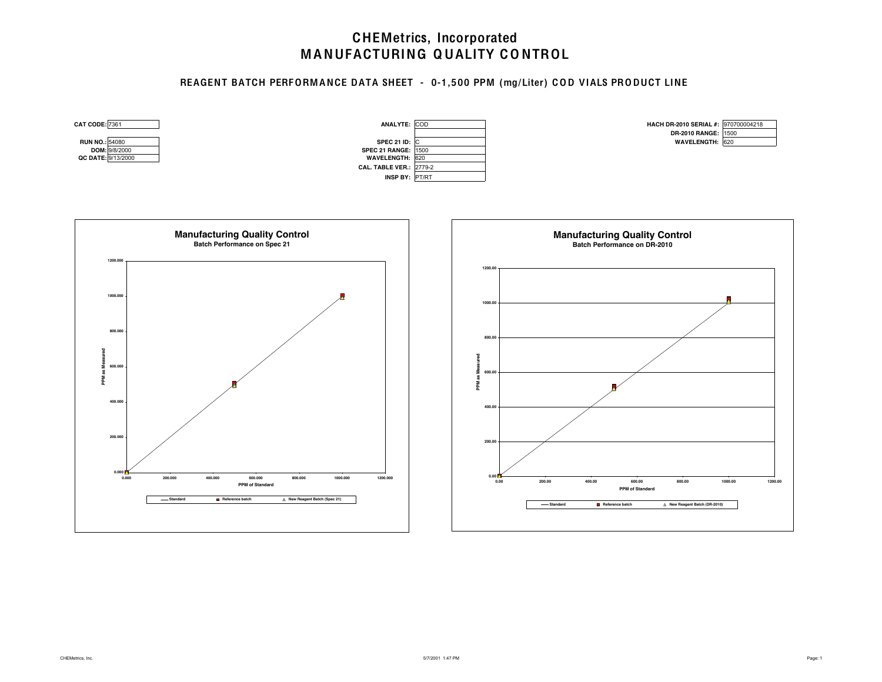# CHEMetrics, Incorporated
# MANUFACTURING QUALITY CONTROL

## REAGENT BATCH PERFORMANCE DATA SHEET - 0-1,500 PPM (mg/Liter) COD VIALS PRODUCT LINE

| | |
|---|---|
| **CAT CODE:** | 7361 |
| **RUN NO.:** | 54080 |
| **DOM:** | 9/8/2000 |
| **QC DATE:** | 9/13/2000 |

| | |
|---|---|
| **ANALYTE:** | COD |
| | |
| **SPEC 21 ID:** | C |
| **SPEC 21 RANGE:** | 1500 |
| **WAVELENGTH:** | 620 |
| **CAL. TABLE VER.:** | 2779-2 |
| **INSP BY:** | PT/RT |

| | |
|---|---|
| **HACH DR-2010 SERIAL #:** | 970700004218 |
| **DR-2010 RANGE:** | 1500 |
| **WAVELENGTH:** | 620 |

**Manufacturing Quality Control**
**Batch Performance on Spec 21**

PPM as Measured (0.000–1200.000) vs. PPM of Standard (0.000–1200.000)

Legend: Standard; Reference batch; New Reagent Batch (Spec 21)

**Manufacturing Quality Control**
**Batch Performance on DR-2010**

PPM as Measured (0.00–1200.00) vs. PPM of Standard (0.00–1200.00)

Legend: Standard; Reference batch; New Reagent Batch (DR-2010)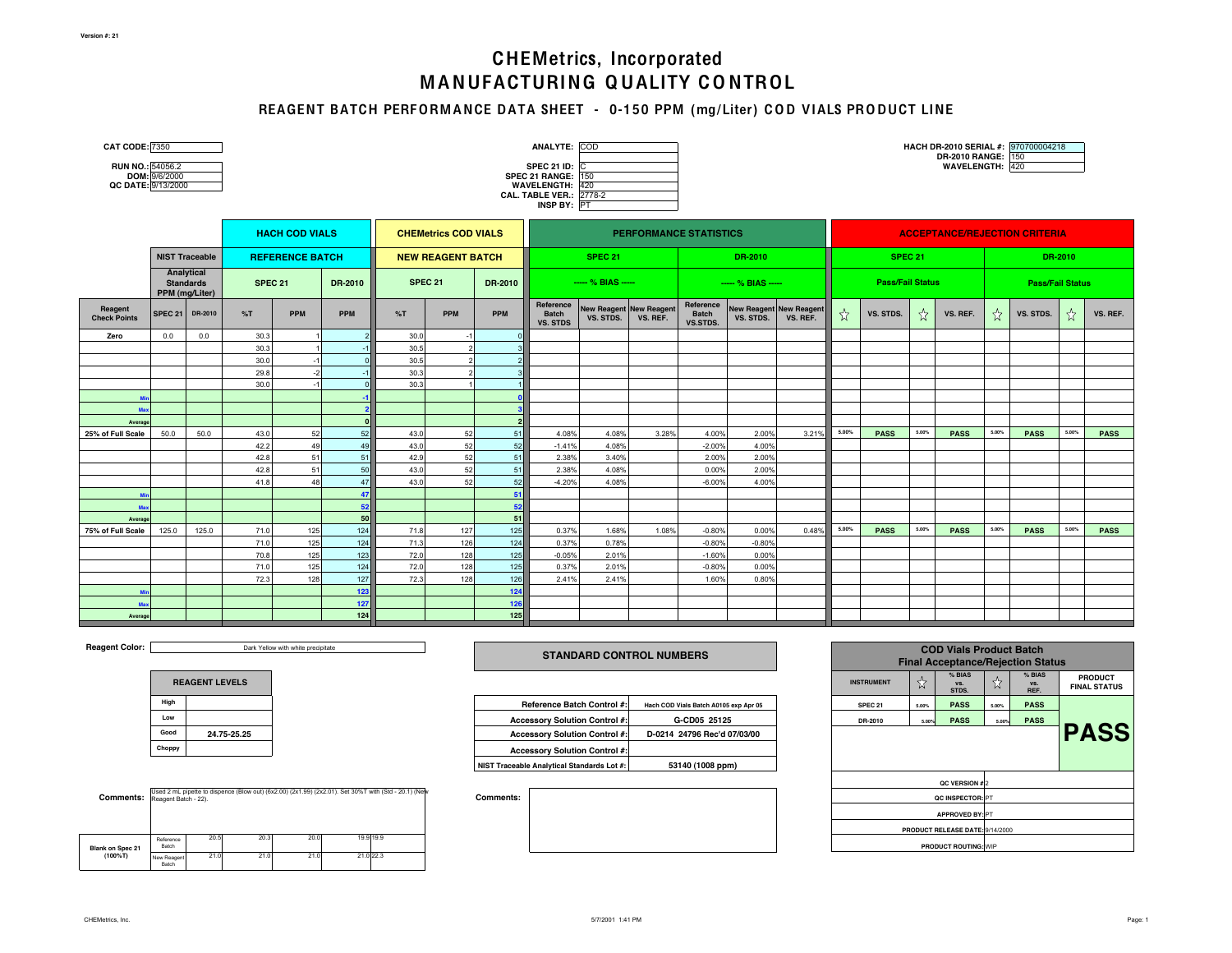Version #: 21

# CHEMetrics, Incorporated
# MANUFACTURING QUALITY CONTROL

## REAGENT BATCH PERFORMANCE DATA SHEET - 0-150 PPM (mg/Liter) COD VIALS PRODUCT LINE

**CAT CODE:** 7350
**RUN NO.:** 54056.2
**DOM:** 9/6/2000
**QC DATE:** 9/13/2000

**ANALYTE:** COD
**SPEC 21 ID:** C
**SPEC 21 RANGE:** 150
**WAVELENGTH:** 420
**CAL. TABLE VER.:** 2778-2
**INSP BY:** PT

**HACH DR-2010 SERIAL #:** 970700004218
**DR-2010 RANGE:** 150
**WAVELENGTH:** 420

| | NIST Traceable | | HACH COD VIALS | | | CHEMetrics COD VIALS | | | PERFORMANCE STATISTICS | | | | | | ACCEPTANCE/REJECTION CRITERIA | | | | | | | |
|---|---|---|---|---|---|---|---|---|---|---|---|---|---|---|---|---|---|---|---|---|---|---|
| | Analytical Standards PPM (mg/Liter) | | REFERENCE BATCH | | | NEW REAGENT BATCH | | | SPEC 21 | | | DR-2010 | | | SPEC 21 | | | | DR-2010 | | | |
| | | | SPEC 21 | | DR-2010 | SPEC 21 | | DR-2010 | ----- % BIAS ----- | | | ----- % BIAS ----- | | | Pass/Fail Status | | | | Pass/Fail Status | | | |
| Reagent Check Points | SPEC 21 | DR-2010 | %T | PPM | PPM | %T | PPM | PPM | Reference Batch VS. STDS | New Reagent VS. STDS. | New Reagent VS. REF. | Reference Batch VS.STDS. | New Reagent VS. STDS. | New Reagent VS. REF. | ☆ | VS. STDS. | ☆ | VS. REF. | ☆ | VS. STDS. | ☆ | VS. REF. |
| Zero | 0.0 | 0.0 | 30.3 | 1 | 2 | 30.0 | -1 | 0 | | | | | | | | | | | | | | |
| | | | 30.3 | 1 | -1 | 30.5 | 2 | 3 | | | | | | | | | | | | | | |
| | | | 30.0 | -1 | 0 | 30.5 | 2 | 2 | | | | | | | | | | | | | | |
| | | | 29.8 | -2 | -1 | 30.3 | 2 | 3 | | | | | | | | | | | | | | |
| | | | 30.0 | -1 | 0 | 30.3 | 1 | 1 | | | | | | | | | | | | | | |
| Min | | | | | -1 | | | 0 | | | | | | | | | | | | | | |
| Max | | | | | 2 | | | 3 | | | | | | | | | | | | | | |
| Average | | | | | 0 | | | 2 | | | | | | | | | | | | | | |
| 25% of Full Scale | 50.0 | 50.0 | 43.0 | 52 | 52 | 43.0 | 52 | 51 | 4.08% | 4.08% | 3.28% | 4.00% | 2.00% | 3.21% | 5.00% | PASS | 5.00% | PASS | 5.00% | PASS | 5.00% | PASS |
| | | | 42.2 | 49 | 49 | 43.0 | 52 | 52 | -1.41% | 4.08% | | -2.00% | 4.00% | | | | | | | | | |
| | | | 42.8 | 51 | 51 | 42.9 | 52 | 51 | 2.38% | 3.40% | | 2.00% | 2.00% | | | | | | | | | |
| | | | 42.8 | 51 | 50 | 43.0 | 52 | 51 | 2.38% | 4.08% | | 0.00% | 2.00% | | | | | | | | | |
| | | | 41.8 | 48 | 47 | 43.0 | 52 | 52 | -4.20% | 4.08% | | -6.00% | 4.00% | | | | | | | | | |
| Min | | | | | 47 | | | 51 | | | | | | | | | | | | | | |
| Max | | | | | 52 | | | 52 | | | | | | | | | | | | | | |
| Average | | | | | 50 | | | 51 | | | | | | | | | | | | | | |
| 75% of Full Scale | 125.0 | 125.0 | 71.0 | 125 | 124 | 71.8 | 127 | 125 | 0.37% | 1.68% | 1.08% | -0.80% | 0.00% | 0.48% | 5.00% | PASS | 5.00% | PASS | 5.00% | PASS | 5.00% | PASS |
| | | | 71.0 | 125 | 124 | 71.3 | 126 | 124 | 0.37% | 0.78% | | -0.80% | -0.80% | | | | | | | | | |
| | | | 70.8 | 125 | 123 | 72.0 | 128 | 125 | -0.05% | 2.01% | | -1.60% | 0.00% | | | | | | | | | |
| | | | 71.0 | 125 | 124 | 72.0 | 128 | 125 | 0.37% | 2.01% | | -0.80% | 0.00% | | | | | | | | | |
| | | | 72.3 | 128 | 127 | 72.3 | 128 | 126 | 2.41% | 2.41% | | 1.60% | 0.80% | | | | | | | | | |
| Min | | | | | 123 | | | 124 | | | | | | | | | | | | | | |
| Max | | | | | 127 | | | 126 | | | | | | | | | | | | | | |
| Average | | | | | 124 | | | 125 | | | | | | | | | | | | | | |

**Reagent Color:** Dark Yellow with white precipitate

| REAGENT LEVELS | |
|---|---|
| High | |
| Low | |
| Good | 24.75-25.25 |
| Choppy | |

**Comments:** Used 2 mL pipette to dispence (Blow out) (6x2.00) (2x1.99) (2x2.01). Set 30%T with (Std - 20.1) (New Reagent Batch - 22).

| Blank on Spec 21 (100%T) | | | | | | |
|---|---|---|---|---|---|---|
| | Reference Batch | 20.5 | 20.3 | 20.0 | 19.9 | 19.9 |
| | New Reagent Batch | 21.0 | 21.0 | 21.0 | 21.0 | 22.3 |

### STANDARD CONTROL NUMBERS

| | |
|---|---|
| Reference Batch Control #: | Hach COD Vials Batch A0105 exp Apr 05 |
| Accessory Solution Control #: | G-CD05 25125 |
| Accessory Solution Control #: | D-0214 24796 Rec'd 07/03/00 |
| Accessory Solution Control #: | |
| NIST Traceable Analytical Standards Lot #: | 53140 (1008 ppm) |

**Comments:**

### COD Vials Product Batch Final Acceptance/Rejection Status

| INSTRUMENT | ☆ | % BIAS vs. STDS. | ☆ | % BIAS vs. REF. | PRODUCT FINAL STATUS |
|---|---|---|---|---|---|
| SPEC 21 | 5.00% | PASS | 5.00% | PASS | **PASS** |
| DR-2010 | 5.00% | PASS | 5.00% | PASS | |

**QC VERSION #:** 2
**QC INSPECTOR:** PT
**APPROVED BY:** PT
**PRODUCT RELEASE DATE:** 9/14/2000
**PRODUCT ROUTING:** WIP

CHEMetrics, Inc. 5/7/2001 1:41 PM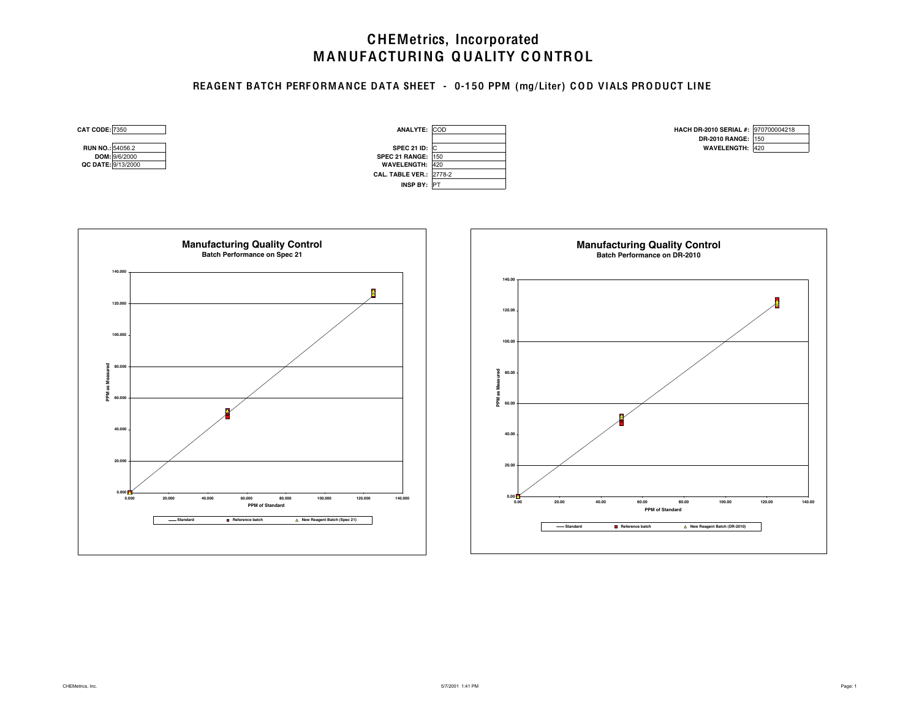# CHEMetrics, Incorporated
# MANUFACTURING QUALITY CONTROL

## REAGENT BATCH PERFORMANCE DATA SHEET - 0-150 PPM (mg/Liter) COD VIALS PRODUCT LINE

| | |
|---|---|
| **CAT CODE:** | 7350 |
| **RUN NO.:** | 54056.2 |
| **DOM:** | 9/6/2000 |
| **QC DATE:** | 9/13/2000 |

| | |
|---|---|
| **ANALYTE:** | COD |
| | |
| **SPEC 21 ID:** | C |
| **SPEC 21 RANGE:** | 150 |
| **WAVELENGTH:** | 420 |
| **CAL. TABLE VER.:** | 2778-2 |
| **INSP BY:** | PT |

| | |
|---|---|
| **HACH DR-2010 SERIAL #:** | 970700004218 |
| **DR-2010 RANGE:** | 150 |
| **WAVELENGTH:** | 420 |

**Manufacturing Quality Control**
**Batch Performance on Spec 21**

PPM as Measured (0.000–140.000) vs. PPM of Standard (0.000–140.000)

Legend: Standard; Reference batch; New Reagent Batch (Spec 21)

**Manufacturing Quality Control**
**Batch Performance on DR-2010**

PPM as Measured (0.00–140.00) vs. PPM of Standard (0.00–140.00)

Legend: Standard; Reference batch; New Reagent Batch (DR-2010)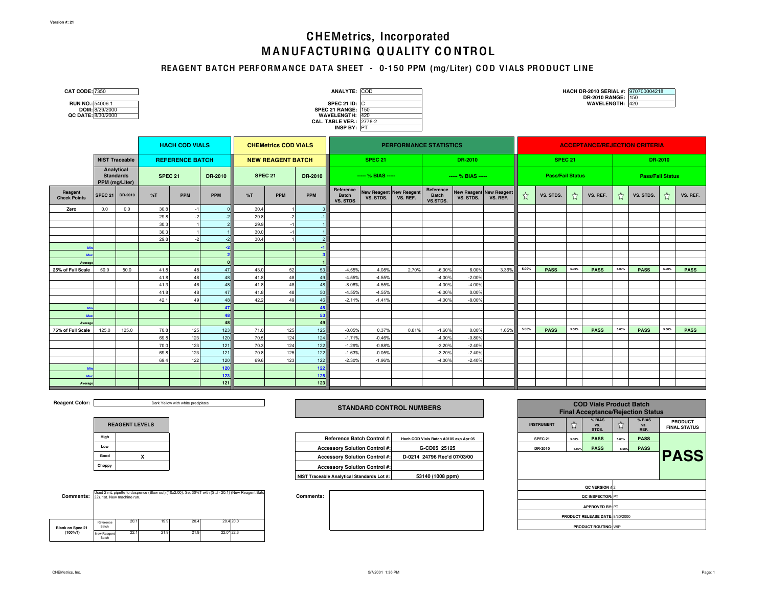Version #: 21

# CHEMetrics, Incorporated
# MANUFACTURING QUALITY CONTROL

## REAGENT BATCH PERFORMANCE DATA SHEET - 0-150 PPM (mg/Liter) COD VIALS PRODUCT LINE

**CAT CODE:** 7350

**RUN NO.:** 54006.1
**DOM:** 8/29/2000
**QC DATE:** 8/30/2000

**ANALYTE:** COD

**SPEC 21 ID:** C
**SPEC 21 RANGE:** 150
**WAVELENGTH:** 420
**CAL. TABLE VER.:** 2778-2
**INSP BY:** PT

**HACH DR-2010 SERIAL #:** 970700004218
**DR-2010 RANGE:** 150
**WAVELENGTH:** 420

| | NIST Traceable Analytical Standards PPM (mg/Liter) | | HACH COD VIALS REFERENCE BATCH | | | CHEMetrics COD VIALS NEW REAGENT BATCH | | | PERFORMANCE STATISTICS SPEC 21 % BIAS | | | PERFORMANCE STATISTICS DR-2010 % BIAS | | | ACCEPTANCE/REJECTION CRITERIA SPEC 21 Pass/Fail Status | | | | ACCEPTANCE/REJECTION CRITERIA DR-2010 Pass/Fail Status | | | |
|---|---|---|---|---|---|---|---|---|---|---|---|---|---|---|---|---|---|---|---|---|---|---|
| | | | SPEC 21 | | DR-2010 | SPEC 21 | | DR-2010 | | | | | | | | | | | | | | |
| **Reagent Check Points** | **SPEC 21** | **DR-2010** | **%T** | **PPM** | **PPM** | **%T** | **PPM** | **PPM** | **Reference Batch VS. STDS** | **New Reagent VS. STDS.** | **New Reagent VS. REF.** | **Reference Batch VS.STDS.** | **New Reagent VS. STDS.** | **New Reagent VS. REF.** | ☆ | **VS. STDS.** | ☆ | **VS. REF.** | ☆ | **VS. STDS.** | ☆ | **VS. REF.** |
| **Zero** | 0.0 | 0.0 | 30.8 | -1 | 0 | 30.4 | 1 | 3 | | | | | | | | | | | | | | |
| | | | 29.8 | -2 | -2 | 29.8 | -2 | -1 | | | | | | | | | | | | | | |
| | | | 30.3 | 1 | 2 | 29.9 | -1 | 1 | | | | | | | | | | | | | | |
| | | | 30.3 | 1 | 1 | 30.0 | -1 | 1 | | | | | | | | | | | | | | |
| | | | 29.8 | -2 | -2 | 30.4 | 1 | 2 | | | | | | | | | | | | | | |
| Min | | | | | -2 | | | -1 | | | | | | | | | | | | | | |
| Max | | | | | 2 | | | 3 | | | | | | | | | | | | | | |
| Average | | | | | 0 | | | 1 | | | | | | | | | | | | | | |
| **25% of Full Scale** | 50.0 | 50.0 | 41.8 | 48 | 47 | 43.0 | 52 | 53 | -4.55% | 4.08% | 2.70% | -6.00% | 6.00% | 3.36% | 5.00% | **PASS** | 5.00% | **PASS** | 5.00% | **PASS** | 5.00% | **PASS** |
| | | | 41.8 | 48 | 48 | 41.8 | 48 | 49 | -4.55% | -4.55% | | -4.00% | -2.00% | | | | | | | | | |
| | | | 41.3 | 46 | 48 | 41.8 | 48 | 48 | -8.08% | -4.55% | | -4.00% | -4.00% | | | | | | | | | |
| | | | 41.8 | 48 | 47 | 41.8 | 48 | 50 | -4.55% | -4.55% | | -6.00% | 0.00% | | | | | | | | | |
| | | | 42.1 | 49 | 48 | 42.2 | 49 | 46 | -2.11% | -1.41% | | -4.00% | -8.00% | | | | | | | | | |
| Min | | | | | 47 | | | 46 | | | | | | | | | | | | | | |
| Max | | | | | 48 | | | 53 | | | | | | | | | | | | | | |
| Average | | | | | 48 | | | 49 | | | | | | | | | | | | | | |
| **75% of Full Scale** | 125.0 | 125.0 | 70.8 | 125 | 123 | 71.0 | 125 | 125 | -0.05% | 0.37% | 0.81% | -1.60% | 0.00% | 1.65% | 5.00% | **PASS** | 5.00% | **PASS** | 5.00% | **PASS** | 5.00% | **PASS** |
| | | | 69.8 | 123 | 120 | 70.5 | 124 | 124 | -1.71% | -0.46% | | -4.00% | -0.80% | | | | | | | | | |
| | | | 70.0 | 123 | 121 | 70.3 | 124 | 122 | -1.29% | -0.88% | | -3.20% | -2.40% | | | | | | | | | |
| | | | 69.8 | 123 | 121 | 70.8 | 125 | 122 | -1.63% | -0.05% | | -3.20% | -2.40% | | | | | | | | | |
| | | | 69.4 | 122 | 120 | 69.6 | 123 | 122 | -2.30% | -1.96% | | -4.00% | -2.40% | | | | | | | | | |
| Min | | | | | 120 | | | 122 | | | | | | | | | | | | | | |
| Max | | | | | 123 | | | 125 | | | | | | | | | | | | | | |
| Average | | | | | 121 | | | 123 | | | | | | | | | | | | | | |

**Reagent Color:** Dark Yellow with white precipitate

| REAGENT LEVELS | |
|---|---|
| High | |
| Low | |
| Good | X |
| Choppy | |

**Comments:** Used 2 mL pipette to dospence (Blow out) (10x2.00). Set 30%T with (Std - 20.1) (New Reagent Batc 22). 1st. New machine run.

| Blank on Spec 21 (100%T) | | | | | | |
|---|---|---|---|---|---|---|
| | Reference Batch | 20.1 | 19.9 | 20.4 | 20.4 | 20.0 |
| | New Reagent Batch | 22.1 | 21.9 | 21.9 | 22.0 | 22.3 |

### STANDARD CONTROL NUMBERS

| | |
|---|---|
| Reference Batch Control #: | Hach COD Vials Batch A0105 exp Apr 05 |
| Accessory Solution Control #: | G-CD05 25125 |
| Accessory Solution Control #: | D-0214 24796 Rec'd 07/03/00 |
| Accessory Solution Control #: | |
| NIST Traceable Analytical Standards Lot #: | 53140 (1008 ppm) |

**Comments:**

### COD Vials Product Batch Final Acceptance/Rejection Status

| INSTRUMENT | ☆ | % BIAS vs. STDS. | ☆ | % BIAS vs. REF. | PRODUCT FINAL STATUS |
|---|---|---|---|---|---|
| SPEC 21 | 5.00% | PASS | 5.00% | PASS | **PASS** |
| DR-2010 | 5.00% | PASS | 5.00% | PASS | |

QC VERSION #: 2
QC INSPECTOR: PT
APPROVED BY: PT
PRODUCT RELEASE DATE: 8/30/2000
PRODUCT ROUTING: WIP

CHEMetrics, Inc. 5/7/2001 1:36 PM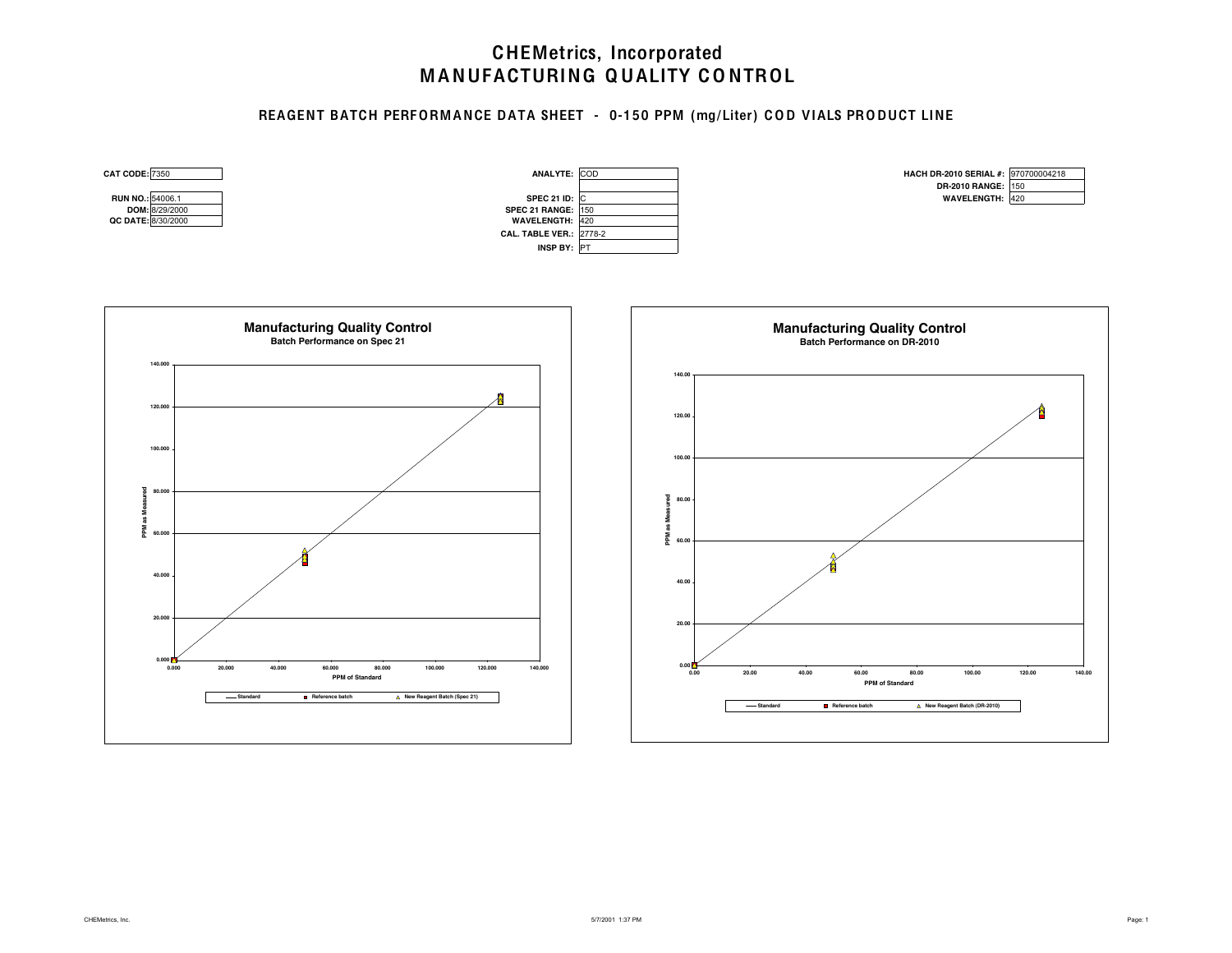# CHEMetrics, Incorporated
# MANUFACTURING QUALITY CONTROL

## REAGENT BATCH PERFORMANCE DATA SHEET - 0-150 PPM (mg/Liter) COD VIALS PRODUCT LINE

| | |
|---|---|
| **CAT CODE:** | 7350 |
| **RUN NO.:** | 54006.1 |
| **DOM:** | 8/29/2000 |
| **QC DATE:** | 8/30/2000 |

| | |
|---|---|
| **ANALYTE:** | COD |
| | |
| **SPEC 21 ID:** | C |
| **SPEC 21 RANGE:** | 150 |
| **WAVELENGTH:** | 420 |
| **CAL. TABLE VER.:** | 2778-2 |
| **INSP BY:** | PT |

| | |
|---|---|
| **HACH DR-2010 SERIAL #:** | 970700004218 |
| **DR-2010 RANGE:** | 150 |
| **WAVELENGTH:** | 420 |

**Manufacturing Quality Control**
**Batch Performance on Spec 21**

Y-axis: PPM as Measured (0.000–140.000); X-axis: PPM of Standard (0.000–140.000)

Legend: Standard; Reference batch; New Reagent Batch (Spec 21)

**Manufacturing Quality Control**
**Batch Performance on DR-2010**

Y-axis: PPM as Measured (0.00–140.00); X-axis: PPM of Standard (0.00–140.00)

Legend: Standard; Reference batch; New Reagent Batch (DR-2010)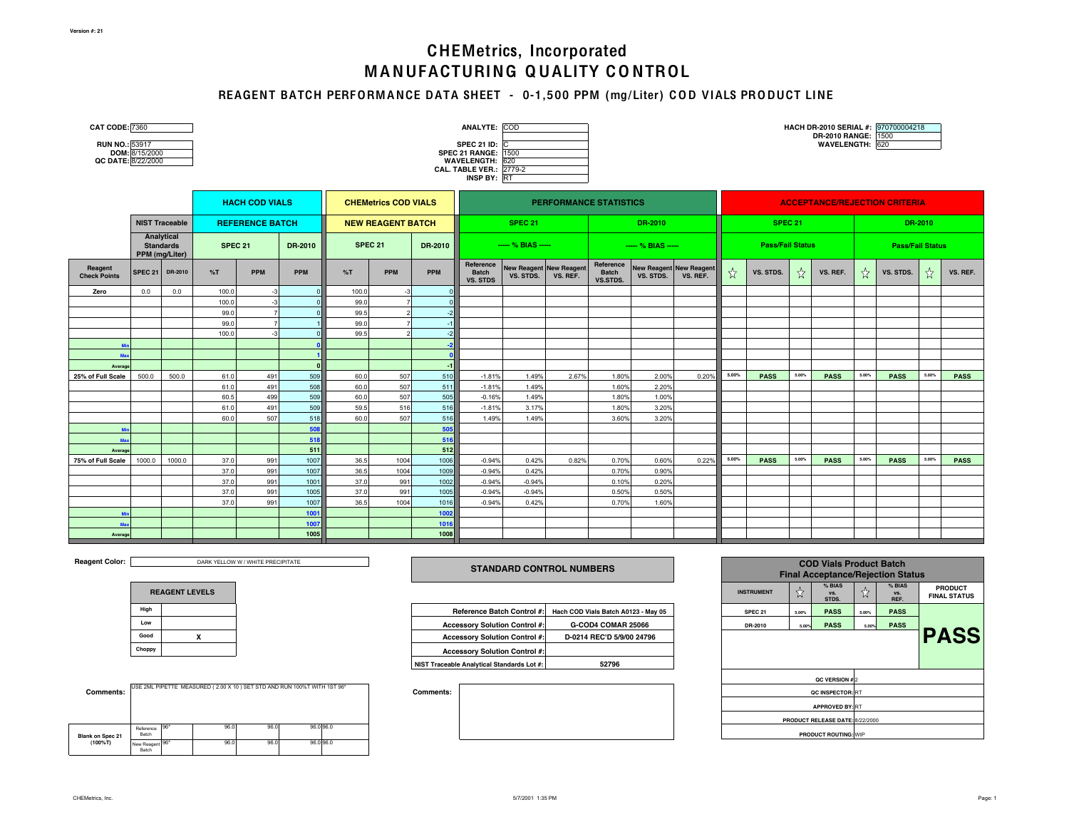Version #: 21

# CHEMetrics, Incorporated
# MANUFACTURING QUALITY CONTROL

## REAGENT BATCH PERFORMANCE DATA SHEET - 0-1,500 PPM (mg/Liter) COD VIALS PRODUCT LINE

**CAT CODE:** 7360

**RUN NO.:** 53917
**DOM:** 8/15/2000
**QC DATE:** 8/22/2000

**ANALYTE:** COD

**SPEC 21 ID:** C
**SPEC 21 RANGE:** 1500
**WAVELENGTH:** 620
**CAL. TABLE VER.:** 2779-2
**INSP BY:** RT

**HACH DR-2010 SERIAL #:** 970700004218
**DR-2010 RANGE:** 1500
**WAVELENGTH:** 620

| | NIST Traceable | | HACH COD VIALS | | | CHEMetrics COD VIALS | | | PERFORMANCE STATISTICS | | | | | | ACCEPTANCE/REJECTION CRITERIA | | | | | | | |
|---|---|---|---|---|---|---|---|---|---|---|---|---|---|---|---|---|---|---|---|---|---|---|
| | Analytical Standards PPM (mg/Liter) | | REFERENCE BATCH | | | NEW REAGENT BATCH | | | SPEC 21 | | | DR-2010 | | | SPEC 21 | | | | DR-2010 | | | |
| | | | SPEC 21 | | DR-2010 | SPEC 21 | | DR-2010 | ----- % BIAS ----- | | | ----- % BIAS ----- | | | Pass/Fail Status | | | | Pass/Fail Status | | | |
| Reagent Check Points | SPEC 21 | DR-2010 | %T | PPM | PPM | %T | PPM | PPM | Reference Batch VS. STDS | New Reagent VS. STDS. | New Reagent VS. REF. | Reference Batch VS.STDS. | New Reagent VS. STDS. | New Reagent VS. REF. | ☆ | VS. STDS. | ☆ | VS. REF. | ☆ | VS. STDS. | ☆ | VS. REF. |
| Zero | 0.0 | 0.0 | 100.0 | -3 | 0 | 100.0 | -3 | 0 | | | | | | | | | | | | | | |
| | | | 100.0 | -3 | 0 | 99.0 | 7 | 0 | | | | | | | | | | | | | | |
| | | | 99.0 | 7 | 0 | 99.5 | 2 | -2 | | | | | | | | | | | | | | |
| | | | 99.0 | 7 | 1 | 99.0 | 7 | -1 | | | | | | | | | | | | | | |
| | | | 100.0 | -3 | 0 | 99.5 | 2 | -2 | | | | | | | | | | | | | | |
| Min | | | | | 0 | | | -2 | | | | | | | | | | | | | | |
| Max | | | | | 1 | | | 0 | | | | | | | | | | | | | | |
| Average | | | | | 0 | | | -1 | | | | | | | | | | | | | | |
| 25% of Full Scale | 500.0 | 500.0 | 61.0 | 491 | 509 | 60.0 | 507 | 510 | -1.81% | 1.49% | 2.67% | 1.80% | 2.00% | 0.20% | 5.00% | PASS | 5.00% | PASS | 5.00% | PASS | 5.00% | PASS |
| | | | 61.0 | 491 | 508 | 60.0 | 507 | 511 | -1.81% | 1.49% | | 1.60% | 2.20% | | | | | | | | | |
| | | | 60.5 | 499 | 509 | 60.0 | 507 | 505 | -0.16% | 1.49% | | 1.80% | 1.00% | | | | | | | | | |
| | | | 61.0 | 491 | 509 | 59.5 | 516 | 516 | -1.81% | 3.17% | | 1.80% | 3.20% | | | | | | | | | |
| | | | 60.0 | 507 | 518 | 60.0 | 507 | 516 | 1.49% | 1.49% | | 3.60% | 3.20% | | | | | | | | | |
| Min | | | | | 508 | | | 505 | | | | | | | | | | | | | | |
| Max | | | | | 518 | | | 516 | | | | | | | | | | | | | | |
| Average | | | | | 511 | | | 512 | | | | | | | | | | | | | | |
| 75% of Full Scale | 1000.0 | 1000.0 | 37.0 | 991 | 1007 | 36.5 | 1004 | 1006 | -0.94% | 0.42% | 0.82% | 0.70% | 0.60% | 0.22% | 5.00% | PASS | 5.00% | PASS | 5.00% | PASS | 5.00% | PASS |
| | | | 37.0 | 991 | 1007 | 36.5 | 1004 | 1009 | -0.94% | 0.42% | | 0.70% | 0.90% | | | | | | | | | |
| | | | 37.0 | 991 | 1001 | 37.0 | 991 | 1002 | -0.94% | -0.94% | | 0.10% | 0.20% | | | | | | | | | |
| | | | 37.0 | 991 | 1005 | 37.0 | 991 | 1005 | -0.94% | -0.94% | | 0.50% | 0.50% | | | | | | | | | |
| | | | 37.0 | 991 | 1007 | 36.5 | 1004 | 1016 | -0.94% | 0.42% | | 0.70% | 1.60% | | | | | | | | | |
| Min | | | | | 1001 | | | 1002 | | | | | | | | | | | | | | |
| Max | | | | | 1007 | | | 1016 | | | | | | | | | | | | | | |
| Average | | | | | 1005 | | | 1008 | | | | | | | | | | | | | | |

**Reagent Color:** DARK YELLOW W / WHITE PRECIPITATE

| REAGENT LEVELS | |
|---|---|
| High | |
| Low | |
| Good | X |
| Choppy | |

**Comments:** USE 2ML PIPETTE MEASURED ( 2.00 X 10 ) SET STD AND RUN 100%T WITH 1ST 96*

| Blank on Spec 21 (100%T) | | | | | |
|---|---|---|---|---|---|
| Reference Batch | 96* | 96.0 | 96.0 | 96.0 | 96.0 |
| New Reagent Batch | 96* | 96.0 | 96.0 | 96.0 | 96.0 |

### STANDARD CONTROL NUMBERS

| | |
|---|---|
| Reference Batch Control #: | Hach COD Vials Batch A0123 - May 05 |
| Accessory Solution Control #: | G-COD4 COMAR 25066 |
| Accessory Solution Control #: | D-0214 REC'D 5/9/00 24796 |
| Accessory Solution Control #: | |
| NIST Traceable Analytical Standards Lot #: | 52796 |

**Comments:**

### COD Vials Product Batch Final Acceptance/Rejection Status

| INSTRUMENT | ☆ | % BIAS vs. STDS. | ☆ | % BIAS vs. REF. | PRODUCT FINAL STATUS |
|---|---|---|---|---|---|
| SPEC 21 | 5.00% | PASS | 5.00% | PASS | **PASS** |
| DR-2010 | 5.00% | PASS | 5.00% | PASS | |

**QC VERSION #:** 2
**QC INSPECTOR:** RT
**APPROVED BY:** RT
**PRODUCT RELEASE DATE:** 8/22/2000
**PRODUCT ROUTING:** WIP

CHEMetrics, Inc. 5/7/2001 1:35 PM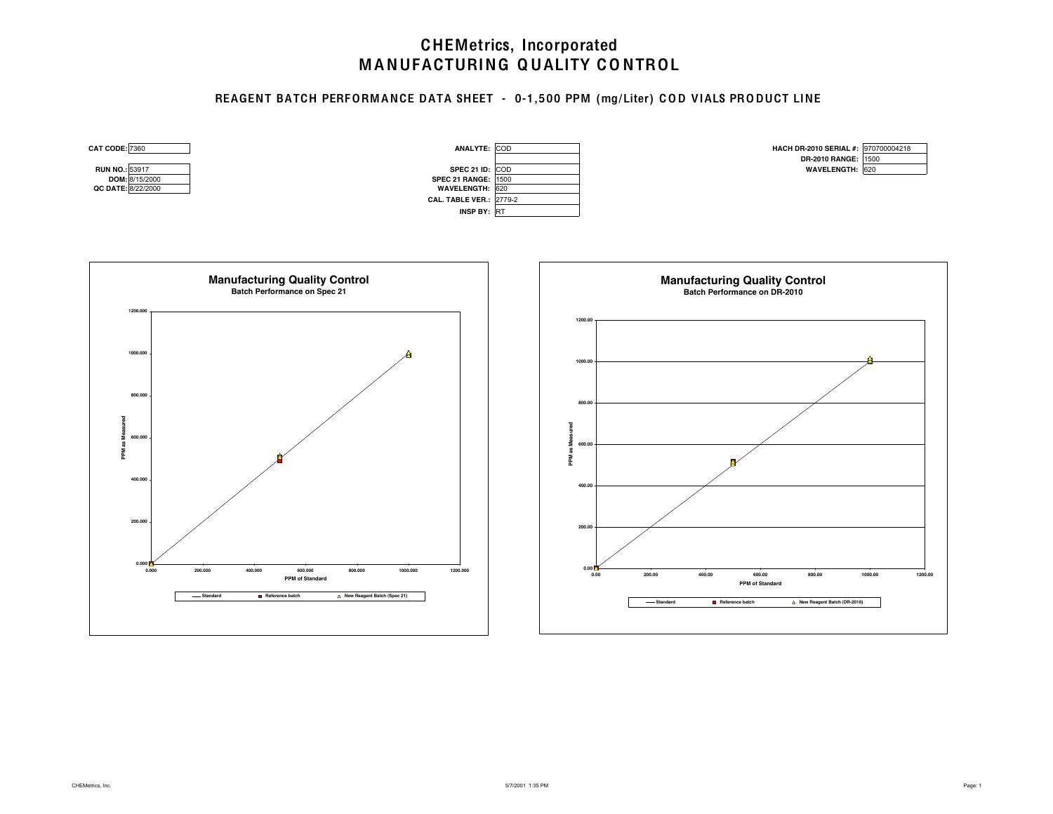# CHEMetrics, Incorporated
# MANUFACTURING QUALITY CONTROL

## REAGENT BATCH PERFORMANCE DATA SHEET - 0-1,500 PPM (mg/Liter) COD VIALS PRODUCT LINE

| | |
|---|---|
| **CAT CODE:** | 7360 |
| **RUN NO.:** | 53917 |
| **DOM:** | 8/15/2000 |
| **QC DATE:** | 8/22/2000 |

| | |
|---|---|
| **ANALYTE:** | COD |
| **SPEC 21 ID:** | COD |
| **SPEC 21 RANGE:** | 1500 |
| **WAVELENGTH:** | 620 |
| **CAL. TABLE VER.:** | 2779-2 |
| **INSP BY:** | RT |

| | |
|---|---|
| **HACH DR-2010 SERIAL #:** | 970700004218 |
| **DR-2010 RANGE:** | 1500 |
| **WAVELENGTH:** | 620 |

**Manufacturing Quality Control**
**Batch Performance on Spec 21**

PPM as Measured (0.000–1200.000) vs. PPM of Standard (0.000–1200.000)

Legend: Standard; Reference batch; New Reagent Batch (Spec 21)

**Manufacturing Quality Control**
**Batch Performance on DR-2010**

PPM as Measured (0.00–1200.00) vs. PPM of Standard (0.00–1200.00)

Legend: Standard; Reference batch; New Reagent Batch (DR-2010)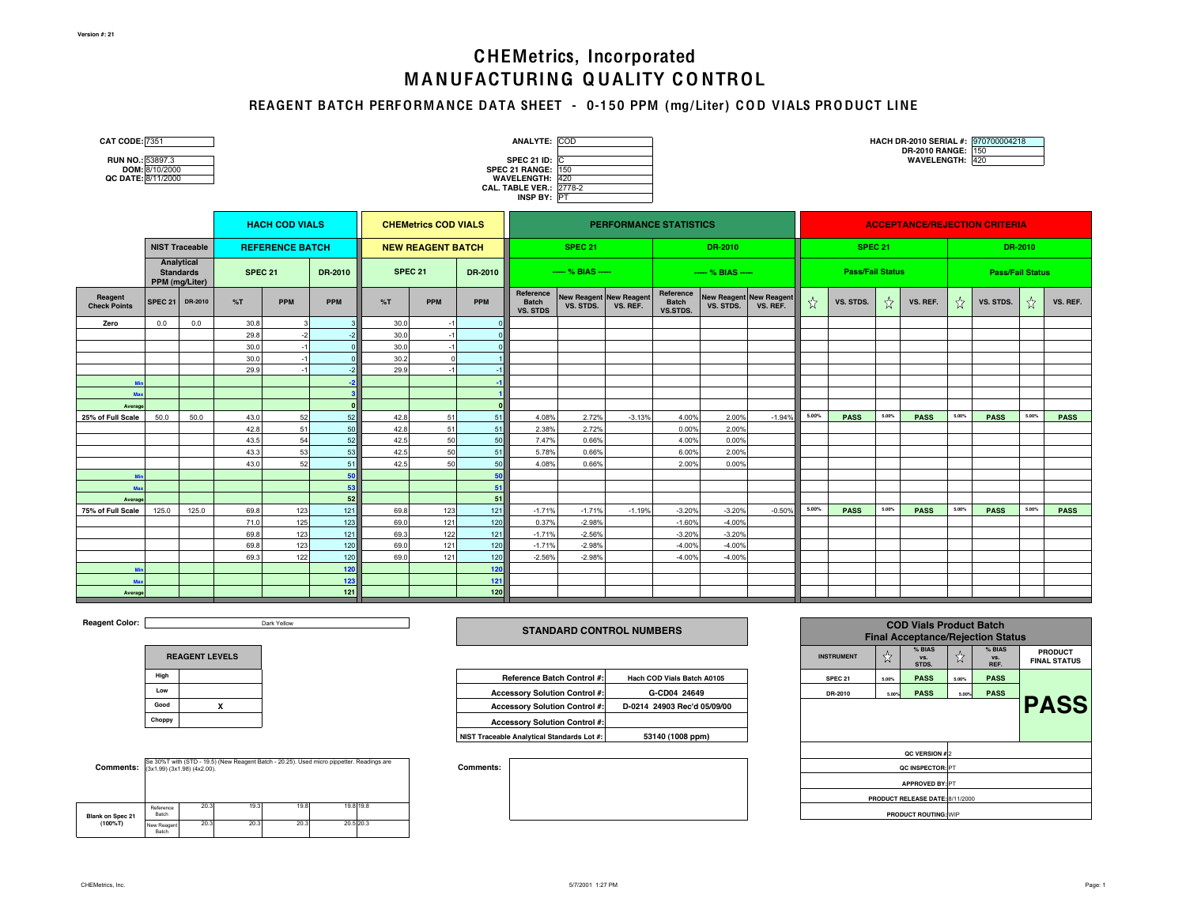Version #: 21

# CHEMetrics, Incorporated
# MANUFACTURING QUALITY CONTROL

## REAGENT BATCH PERFORMANCE DATA SHEET - 0-150 PPM (mg/Liter) COD VIALS PRODUCT LINE

**CAT CODE:** 7351

**RUN NO.:** 53897.3
**DOM:** 8/10/2000
**QC DATE:** 8/11/2000

**ANALYTE:** COD

**SPEC 21 ID:** C
**SPEC 21 RANGE:** 150
**WAVELENGTH:** 420
**CAL. TABLE VER.:** 2778-2
**INSP BY:** PT

**HACH DR-2010 SERIAL #:** 970700004218
**DR-2010 RANGE:** 150
**WAVELENGTH:** 420

| | NIST Traceable | | HACH COD VIALS REFERENCE BATCH | | | CHEMetrics COD VIALS NEW REAGENT BATCH | | | PERFORMANCE STATISTICS SPEC 21 (% BIAS) | | | PERFORMANCE STATISTICS DR-2010 (% BIAS) | | | ACCEPTANCE/REJECTION CRITERIA SPEC 21 Pass/Fail Status | | | | ACCEPTANCE/REJECTION CRITERIA DR-2010 Pass/Fail Status | | | |
|---|---|---|---|---|---|---|---|---|---|---|---|---|---|---|---|---|---|---|---|---|---|---|
| | Analytical Standards PPM (mg/Liter) | | SPEC 21 | | DR-2010 | SPEC 21 | | DR-2010 | | | | | | | | | | | | | | |
| Reagent Check Points | SPEC 21 | DR-2010 | %T | PPM | PPM | %T | PPM | PPM | Reference Batch VS. STDS | New Reagent VS. STDS. | New Reagent VS. REF. | Reference Batch VS.STDS. | New Reagent VS. STDS. | New Reagent VS. REF. | ☆ | VS. STDS. | ☆ | VS. REF. | ☆ | VS. STDS. | ☆ | VS. REF. |
| Zero | 0.0 | 0.0 | 30.8 | 3 | 3 | 30.0 | -1 | 0 | | | | | | | | | | | | | | |
| | | | 29.8 | -2 | -2 | 30.0 | -1 | 0 | | | | | | | | | | | | | | |
| | | | 30.0 | -1 | 0 | 30.0 | -1 | 0 | | | | | | | | | | | | | | |
| | | | 30.0 | -1 | 0 | 30.2 | 0 | 1 | | | | | | | | | | | | | | |
| | | | 29.9 | -1 | -2 | 29.9 | -1 | -1 | | | | | | | | | | | | | | |
| Min | | | | | -2 | | | -1 | | | | | | | | | | | | | | |
| Max | | | | | 3 | | | 1 | | | | | | | | | | | | | | |
| Average | | | | | 0 | | | 0 | | | | | | | | | | | | | | |
| 25% of Full Scale | 50.0 | 50.0 | 43.0 | 52 | 52 | 42.8 | 51 | 51 | 4.08% | 2.72% | -3.13% | 4.00% | 2.00% | -1.94% | 5.00% | PASS | 5.00% | PASS | 5.00% | PASS | 5.00% | PASS |
| | | | 42.8 | 51 | 50 | 42.8 | 51 | 51 | 2.38% | 2.72% | | 0.00% | 2.00% | | | | | | | | | |
| | | | 43.5 | 54 | 52 | 42.5 | 50 | 50 | 7.47% | 0.66% | | 4.00% | 0.00% | | | | | | | | | |
| | | | 43.3 | 53 | 53 | 42.5 | 50 | 51 | 5.78% | 0.66% | | 6.00% | 2.00% | | | | | | | | | |
| | | | 43.0 | 52 | 51 | 42.5 | 50 | 50 | 4.08% | 0.66% | | 2.00% | 0.00% | | | | | | | | | |
| Min | | | | | 50 | | | 50 | | | | | | | | | | | | | | |
| Max | | | | | 53 | | | 51 | | | | | | | | | | | | | | |
| Average | | | | | 52 | | | 51 | | | | | | | | | | | | | | |
| 75% of Full Scale | 125.0 | 125.0 | 69.8 | 123 | 121 | 69.8 | 123 | 121 | -1.71% | -1.71% | -1.19% | -3.20% | -3.20% | -0.50% | 5.00% | PASS | 5.00% | PASS | 5.00% | PASS | 5.00% | PASS |
| | | | 71.0 | 125 | 123 | 69.0 | 121 | 120 | 0.37% | -2.98% | | -1.60% | -4.00% | | | | | | | | | |
| | | | 69.8 | 123 | 121 | 69.3 | 122 | 121 | -1.71% | -2.56% | | -3.20% | -3.20% | | | | | | | | | |
| | | | 69.8 | 123 | 120 | 69.0 | 121 | 120 | -1.71% | -2.98% | | -4.00% | -4.00% | | | | | | | | | |
| | | | 69.3 | 122 | 120 | 69.0 | 121 | 120 | -2.56% | -2.98% | | -4.00% | -4.00% | | | | | | | | | |
| Min | | | | | 120 | | | 120 | | | | | | | | | | | | | | |
| Max | | | | | 123 | | | 121 | | | | | | | | | | | | | | |
| Average | | | | | 121 | | | 120 | | | | | | | | | | | | | | |

**Reagent Color:** Dark Yellow

| REAGENT LEVELS | |
|---|---|
| High | |
| Low | |
| Good | X |
| Choppy | |

**Comments:** Se 30%T with (STD - 19.5) (New Reagent Batch - 20.25). Used micro pippetter. Readings are (3x1.99) (3x1.98) (4x2.00).

| Blank on Spec 21 (100%T) | | | | | | |
|---|---|---|---|---|---|---|
| | Reference Batch | 20.3 | 19.3 | 19.8 | 19.8 | 19.8 |
| | New Reagent Batch | 20.3 | 20.3 | 20.3 | 20.5 | 20.3 |

### STANDARD CONTROL NUMBERS

| | |
|---|---|
| Reference Batch Control #: | Hach COD Vials Batch A0105 |
| Accessory Solution Control #: | G-CD04 24649 |
| Accessory Solution Control #: | D-0214 24903 Rec'd 05/09/00 |
| Accessory Solution Control #: | |
| NIST Traceable Analytical Standards Lot #: | 53140 (1008 ppm) |

**Comments:**

### COD Vials Product Batch Final Acceptance/Rejection Status

| INSTRUMENT | ☆ | % BIAS vs. STDS. | ☆ | % BIAS vs. REF. | PRODUCT FINAL STATUS |
|---|---|---|---|---|---|
| SPEC 21 | 5.00% | PASS | 5.00% | PASS | **PASS** |
| DR-2010 | 5.00% | PASS | 5.00% | PASS | |

**QC VERSION #:** 2
**QC INSPECTOR:** PT
**APPROVED BY:** PT
**PRODUCT RELEASE DATE:** 8/11/2000
**PRODUCT ROUTING:** WIP

CHEMetrics, Inc. 5/7/2001 1:27 PM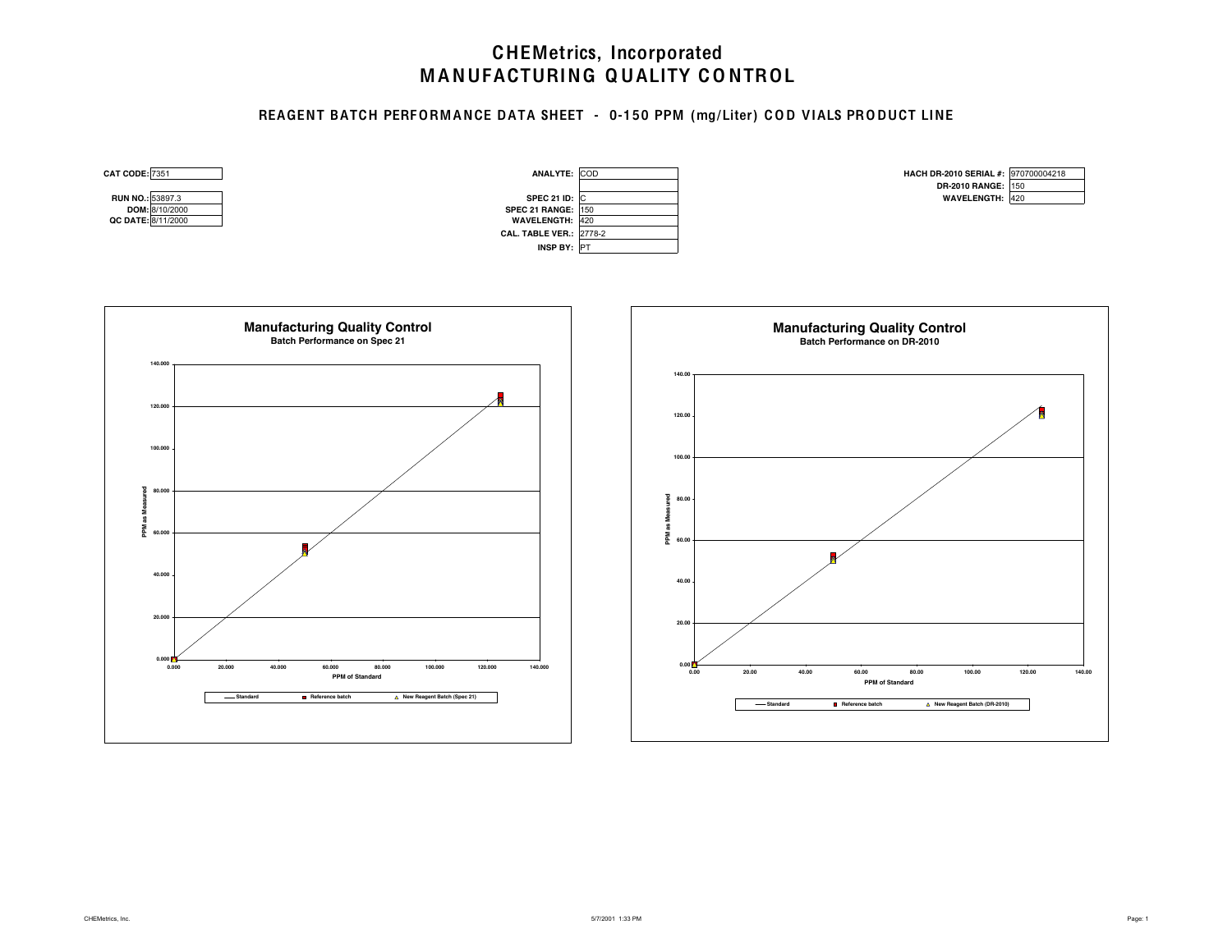# CHEMetrics, Incorporated
# MANUFACTURING QUALITY CONTROL

## REAGENT BATCH PERFORMANCE DATA SHEET - 0-150 PPM (mg/Liter) COD VIALS PRODUCT LINE

| | |
|---|---|
| **CAT CODE:** | 7351 |
| **RUN NO.:** | 53897.3 |
| **DOM:** | 8/10/2000 |
| **QC DATE:** | 8/11/2000 |

| | |
|---|---|
| **ANALYTE:** | COD |
| | |
| **SPEC 21 ID:** | C |
| **SPEC 21 RANGE:** | 150 |
| **WAVELENGTH:** | 420 |
| **CAL. TABLE VER.:** | 2778-2 |
| **INSP BY:** | PT |

| | |
|---|---|
| **HACH DR-2010 SERIAL #:** | 970700004218 |
| **DR-2010 RANGE:** | 150 |
| **WAVELENGTH:** | 420 |

**Manufacturing Quality Control**
**Batch Performance on Spec 21**

PPM as Measured (0.000–140.000) vs. PPM of Standard (0.000–140.000)

Legend: Standard; Reference batch; New Reagent Batch (Spec 21)

**Manufacturing Quality Control**
**Batch Performance on DR-2010**

PPM as Measured (0.00–140.00) vs. PPM of Standard (0.00–140.00)

Legend: Standard; Reference batch; New Reagent Batch (DR-2010)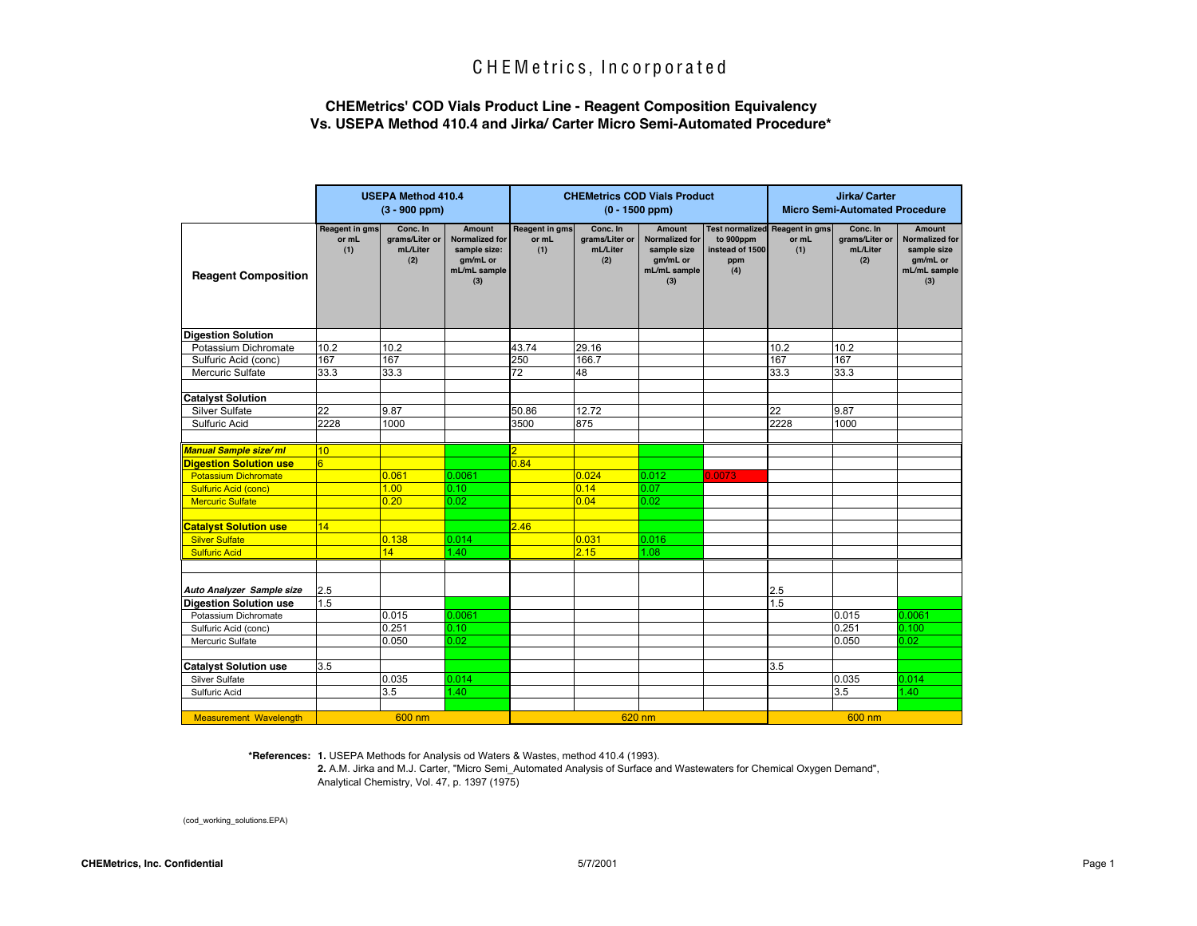# CHEMetrics, Incorporated

## CHEMetrics' COD Vials Product Line - Reagent Composition Equivalency Vs. USEPA Method 410.4 and Jirka/ Carter Micro Semi-Automated Procedure*

| Reagent Composition | USEPA Method 410.4 (3 - 900 ppm) | | | CHEMetrics COD Vials Product (0 - 1500 ppm) | | | | Jirka/ Carter Micro Semi-Automated Procedure | | |
|---|---|---|---|---|---|---|---|---|---|---|
| | Reagent in gms or mL (1) | Conc. In grams/Liter or mL/Liter (2) | Amount Normalized for sample size: gm/mL or mL/mL sample (3) | Reagent in gms or mL (1) | Conc. In grams/Liter or mL/Liter (2) | Amount Normalized for sample size gm/mL or mL/mL sample (3) | Test normalized to 900ppm instead of 1500 ppm (4) | Reagent in gms or mL (1) | Conc. In grams/Liter or mL/Liter (2) | Amount Normalized for sample size gm/mL or mL/mL sample (3) |
| **Digestion Solution** | | | | | | | | | | |
| Potassium Dichromate | 10.2 | 10.2 | | 43.74 | 29.16 | | | 10.2 | 10.2 | |
| Sulfuric Acid (conc) | 167 | 167 | | 250 | 166.7 | | | 167 | 167 | |
| Mercuric Sulfate | 33.3 | 33.3 | | 72 | 48 | | | 33.3 | 33.3 | |
| | | | | | | | | | | |
| **Catalyst Solution** | | | | | | | | | | |
| Silver Sulfate | 22 | 9.87 | | 50.86 | 12.72 | | | 22 | 9.87 | |
| Sulfuric Acid | 2228 | 1000 | | 3500 | 875 | | | 2228 | 1000 | |
| | | | | | | | | | | |
| ***Manual Sample size/ ml*** | 10 | | | 2 | | | | | | |
| **Digestion Solution use** | 6 | | | 0.84 | | | | | | |
| Potassium Dichromate | | 0.061 | 0.0061 | | 0.024 | 0.012 | 0.0073 | | | |
| Sulfuric Acid (conc) | | 1.00 | 0.10 | | 0.14 | 0.07 | | | | |
| Mercuric Sulfate | | 0.20 | 0.02 | | 0.04 | 0.02 | | | | |
| | | | | | | | | | | |
| **Catalyst Solution use** | 14 | | | 2.46 | | | | | | |
| Silver Sulfate | | 0.138 | 0.014 | | 0.031 | 0.016 | | | | |
| Sulfuric Acid | | 14 | 1.40 | | 2.15 | 1.08 | | | | |
| | | | | | | | | | | |
| ***Auto Analyzer Sample size*** | 2.5 | | | | | | | 2.5 | | |
| **Digestion Solution use** | 1.5 | | | | | | | 1.5 | | |
| Potassium Dichromate | | 0.015 | 0.0061 | | | | | | 0.015 | 0.0061 |
| Sulfuric Acid (conc) | | 0.251 | 0.10 | | | | | | 0.251 | 0.100 |
| Mercuric Sulfate | | 0.050 | 0.02 | | | | | | 0.050 | 0.02 |
| | | | | | | | | | | |
| **Catalyst Solution use** | 3.5 | | | | | | | 3.5 | | |
| Silver Sulfate | | 0.035 | 0.014 | | | | | | 0.035 | 0.014 |
| Sulfuric Acid | | 3.5 | 1.40 | | | | | | 3.5 | 1.40 |
| | | | | | | | | | | |
| Measurement Wavelength | 600 nm | | | 620 nm | | | | 600 nm | | |

**\*References:** **1.** USEPA Methods for Analysis od Waters & Wastes, method 410.4 (1993).
**2.** A.M. Jirka and M.J. Carter, "Micro Semi_Automated Analysis of Surface and Wastewaters for Chemical Oxygen Demand", Analytical Chemistry, Vol. 47, p. 1397 (1975)

(cod_working_solutions.EPA)

CHEMetrics, Inc. Confidential

5/7/2001